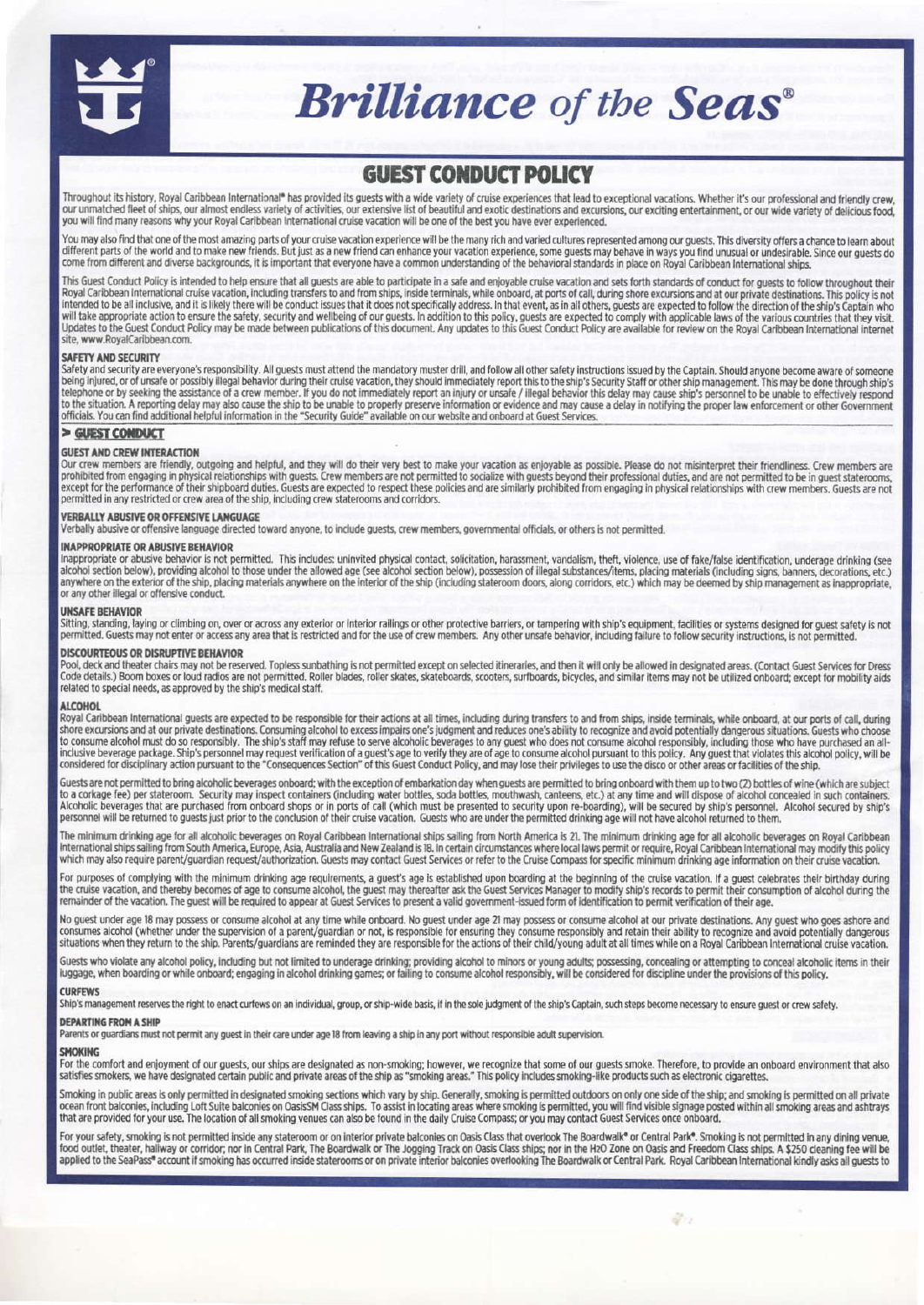# Brilliance of the Seas®

## GUEST CONDUCT POLICY

Throughout its history, Royal Caribbean International® has provided its guests with a wide variety of cruise experiences that lead to exceptional vacations. Whether it's our professional and friendly crew, our unmatched fleet of ships, our almost endless variety of activities, our extensive list of beautiful and exotic destinations and excursions, our exciting entertainment, or our wide variety of delicious food, you will find many reasons why your Royal Caribbean International cruise vacation will be one of the best you have ever experienced.

You may also find that one of the most amazing parts of your cruise vacation experience will be the many rich and varied cultures represented among our guests. This diversity offers a chance to learn about different parts of the world and to make new friends. But just as a new friend can enhance your vacation experience, some guests may behave in ways you find unusual or undesirable. Since our guests do come from different and diverse backgrounds, it is important that everyone have a common understanding of the behavioral standards in place on Royal Caribbean International ships.

This Guest Conduct Policy is intended to help ensure that all guests are able to participate in a safe and enjoyable cruise vacation and sets forth standards of conduct for guests to follow throughout their Royal Caribbean International cruise vacation, including transfers to and from ships, inside terminals, while onboard, at ports of call, during shore excursions and at our private destinations. This policy is not intended to be all inclusive, and it is likely there will be conduct issues that it does not specifically address. In that event, as in all others, guests are expected to follow the direction of the ship's Captain who will take appropriate action to ensure the safety, security and wellbeing of our guests. In addition to this policy, guests are expected to comply with applicable laws of the various countries that they visit. Updates to the Guest Conduct Policy may be made between publications of this document. Any updates to this Guest Conduct Policy are available for review on the Royal Caribbean International internet site, www.RoyalCaribbean.com.

### SAFETY AND SECURITY

Safety and security are everyone's responsibility. All guests must attend the mandatory muster drill, and follow all other safety instructions issued by the Captain. Should anyone become aware of someone being injured, or of unsafe or possibly illegal behavior during their cruise vacation, they should immediately report this to the ship's Security Staff or other ship management. This may be done through ship's telephone or by seeking the assistance of a crew member. If you do not immediately report an injury or unsafe / illegal behavior this delay may cause ship's personnel to be unable to effectively respond to the situation. A reporting delay may also cause the ship to be unable to properly preserve information or evidence and may cause a delay in notifying the proper law enforcement or other Government officials. You can find additional helpful information in the "Security Guide" available on our website and onboard at Guest Services.

## > GUEST CONDUCT

### GUEST AND CREW INTERACTION

Our crew members are friendly, outgoing and helpful, and they will do their very best to make your vacation as enjoyable as possible. Please do not misinterpret their friendliness. Crew members are prohibited from engaging in physical relationships with guests. Crew members are not permitted to socialize with guests beyond their professional duties, and are not permitted to be in guest staterooms, except for the performance of their shipboard duties. Guests are expected to respect these policies and are similarly prohibited from engaging in physical relationships with crew members. Guests are not permitted in any restricted or crew area of the ship, including crew staterooms and corridors.

### VERBALLY ABUSIVE OR OFFENSIVE LANGUAGE

Verbally abusive or offensive language directed toward anyone, to include guests, crew members, governmental officials, or others is not permitted.

### INAPPROPRIATE OR ABUSIVE BEHAVIOR

Inappropriate or abusive behavior is not permitted. This includes: uninvited physical contact, solicitation, harassment, vandalism, theft, violence, use of fake/false identification, underage drinking (see alcohol section below), providing alcohol to those under the allowed age (see alcohol section below), possession of illegal substances/items, placing materials (including signs, banners, decorations, etc.) anywhere on the exterior of the ship, placing materials anywhere on the interior of the ship (including stateroom doors, along corridors, etc.) which may be deemed by ship management as inappropriate, or any other illegal or offensive conduct.

### UNSAFE BEHAVIOR

Sitting, standing, laying or climbing on, over or across any exterior or interior railings or other protective barriers, or tampering with ship's equipment, facilities or systems designed for guest safety is not permitted. Guests may not enter or access any area that is restricted and for the use of crew members. Any other unsafe behavior, including failure to follow security instructions, is not permitted.

### DISCOURTEOUS OR DISRUPTIVE BEHAVIOR

Pool, deck and theater chairs may not be reserved. Topless sunbathing is not permitted except on selected itineraries, and then it will only be allowed in designated areas. (Contact Guest Services for Dress Code details.) Boom boxes or loud radios are not permitted. Roller blades, roller skates, skateboards, scooters, surfboards, bicycles, and similar items may not be utilized onboard; except for mobility aids related to special needs, as approved by the ship's medical staff.

### ALCOHOL

Royal Caribbean International guests are expected to be responsible for their actions at all times, including during transfers to and from ships, inside terminals, while onboard, at our ports of call, during shore excursions and at our private destinations. Consuming alcohol to excess impairs one's judgment and reduces one's ability to recognize and avoid potentially dangerous situations. Guests who choose to consume alcohol must do so responsibly. The ship's staff may refuse to serve alcoholic beverages to any guest who does not consume alcohol responsibly, including those who have purchased an all-inclusive beverage package. Ship's personnel may request verification of a guest's age to verify they are of age to consume alcohol pursuant to this policy. Any guest that violates this alcohol policy, will be considered for disciplinary action pursuant to the "Consequences Section" of this Guest Conduct Policy, and may lose their privileges to use the disco or other areas or facilities of the ship.

Guests are not permitted to bring alcoholic beverages onboard; with the exception of embarkation day when guests are permitted to bring onboard with them up to two (2) bottles of wine (which are subject to a corkage fee) per stateroom. Security may inspect containers (including water bottles, soda bottles, mouthwash, canteens, etc.) at any time and will dispose of alcohol concealed in such containers. Alcoholic beverages that are purchased from onboard shops or in ports of call (which must be presented to security upon re-boarding), will be secured by ship's personnel. Alcohol secured by ship's personnel will be returned to guests just prior to the conclusion of their cruise vacation. Guests who are under the permitted drinking age will not have alcohol returned to them.

The minimum drinking age for all alcoholic beverages on Royal Caribbean International ships sailing from North America is 21. The minimum drinking age for all alcoholic beverages on Royal Caribbean International ships sailing from South America, Europe, Asia, Australia and New Zealand is 18. In certain circumstances where local laws permit or require, Royal Caribbean International may modify this policy which may also require parent/guardian request/authorization. Guests may contact Guest Services or refer to the Cruise Compass for specific minimum drinking age information on their cruise vacation.

For purposes of complying with the minimum drinking age requirements, a guest's age is established upon boarding at the beginning of the cruise vacation. If a guest celebrates their birthday during the cruise vacation, and thereby becomes of age to consume alcohol, the guest may thereafter ask the Guest Services Manager to modify ship's records to permit their consumption of alcohol during the remainder of the vacation. The guest will be required to appear at Guest Services to present a valid government-issued form of identification to permit verification of their age.

No guest under age 18 may possess or consume alcohol at any time while onboard. No guest under age 21 may possess or consume alcohol at our private destinations. Any guest who goes ashore and consumes alcohol (whether under the supervision of a parent/guardian or not, is responsible for ensuring they consume responsibly and retain their ability to recognize and avoid potentially dangerous situations when they return to the ship. Parents/guardians are reminded they are responsible for the actions of their child/young adult at all times while on a Royal Caribbean International cruise vacation.

Guests who violate any alcohol policy, including but not limited to underage drinking; providing alcohol to minors or young adults; possessing, concealing or attempting to conceal alcoholic items in their luggage, when boarding or while onboard; engaging in alcohol drinking games; or failing to consume alcohol responsibly, will be considered for discipline under the provisions of this policy.

### CURFEWS

Ship's management reserves the right to enact curfews on an individual, group, or ship-wide basis, if in the sole judgment of the ship's Captain, such steps become necessary to ensure guest or crew safety.

### DEPARTING FROM A SHIP

Parents or guardians must not permit any guest in their care under age 18 from leaving a ship in any port without responsible adult supervision.

### SMOKING

For the comfort and enjoyment of our guests, our ships are designated as non-smoking; however, we recognize that some of our guests smoke. Therefore, to provide an onboard environment that also satisfies smokers, we have designated certain public and private areas of the ship as "smoking areas." This policy includes smoking-like products such as electronic cigarettes.

Smoking in public areas is only permitted in designated smoking sections which vary by ship. Generally, smoking is permitted outdoors on only one side of the ship; and smoking is permitted on all private ocean front balconies, including Loft Suite balconies on OasisSM Class ships. To assist in locating areas where smoking is permitted, you will find visible signage posted within all smoking areas and ashtrays that are provided for your use. The location of all smoking venues can also be found in the daily Cruise Compass; or you may contact Guest Services once onboard.

For your safety, smoking is not permitted inside any stateroom or on interior private balconies on Oasis Class that overlook The Boardwalk® or Central Park®. Smoking is not permitted in any dining venue, food outlet, theater, hallway or corridor; nor in Central Park, The Boardwalk or The Jogging Track on Oasis Class ships; nor in the H2O Zone on Oasis and Freedom Class ships. A $250 cleaning fee will be applied to the SeaPass® account if smoking has occurred inside staterooms or on private interior balconies overlooking The Boardwalk or Central Park. Royal Caribbean International kindly asks all guests to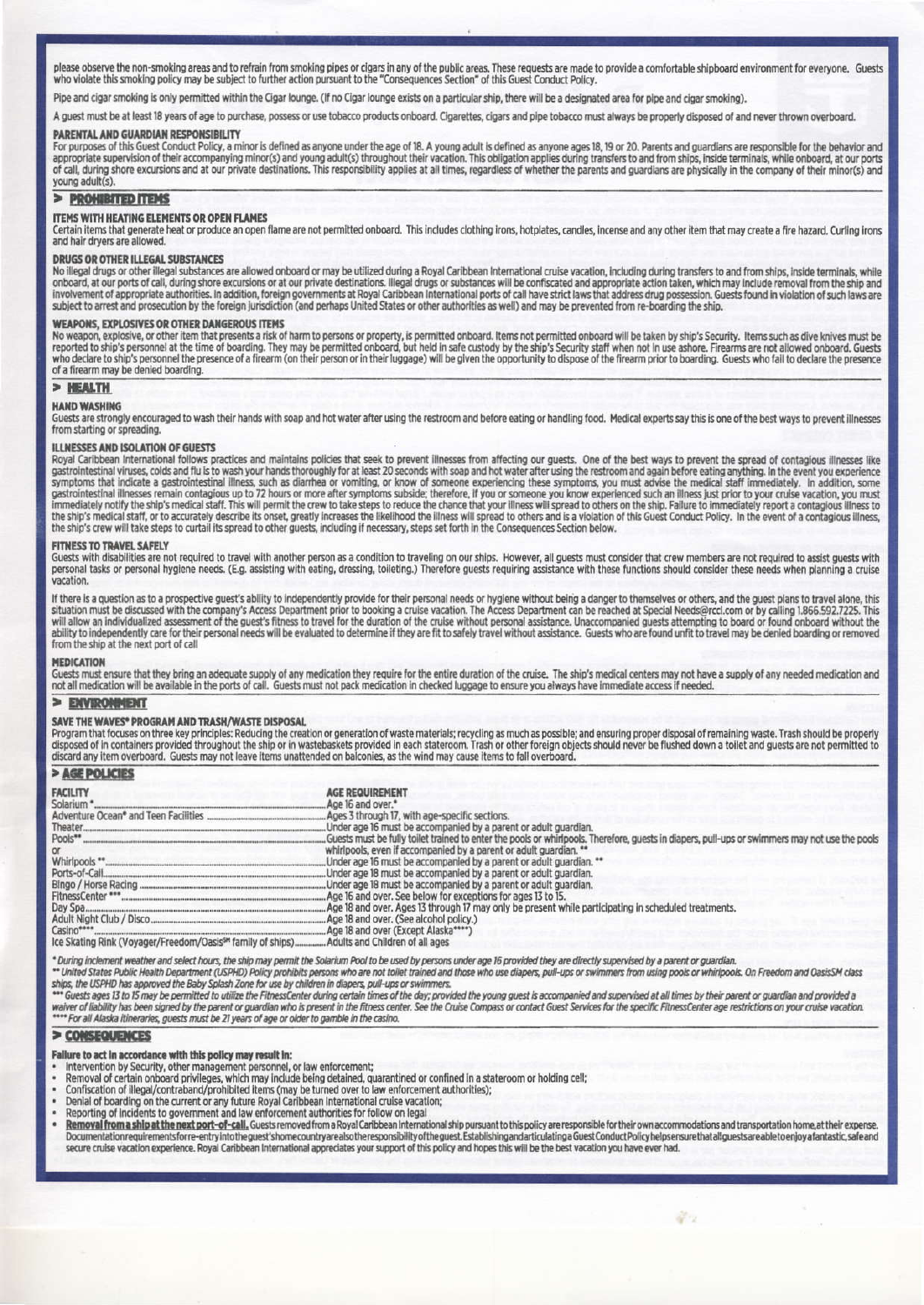please observe the non-smoking areas and to refrain from smoking pipes or cigars in any of the public areas. These requests are made to provide a comfortable shipboard environment for everyone. Guests who violate this smoking policy may be subject to further action pursuant to the "Consequences Section" of this Guest Conduct Policy.

Pipe and cigar smoking is only permitted within the Cigar lounge. (If no Cigar lounge exists on a particular ship, there will be a designated area for pipe and cigar smoking).

A guest must be at least 18 years of age to purchase, possess or use tobacco products onboard. Cigarettes, cigars and pipe tobacco must always be properly disposed of and never thrown overboard.

### PARENTAL AND GUARDIAN RESPONSIBILITY

For purposes of this Guest Conduct Policy, a minor is defined as anyone under the age of 18. A young adult is defined as anyone ages 18, 19 or 20. Parents and guardians are responsible for the behavior and appropriate supervision of their accompanying minor(s) and young adult(s) throughout their vacation. This obligation applies during transfers to and from ships, inside terminals, while onboard, at our ports of call, during shore excursions and at our private destinations. This responsibility applies at all times, regardless of whether the parents and guardians are physically in the company of their minor(s) and young adult(s).

## > PROHIBITED ITEMS

### ITEMS WITH HEATING ELEMENTS OR OPEN FLAMES

Certain items that generate heat or produce an open flame are not permitted onboard. This includes clothing irons, hotplates, candles, incense and any other item that may create a fire hazard. Curling irons and hair dryers are allowed.

### DRUGS OR OTHER ILLEGAL SUBSTANCES

No illegal drugs or other illegal substances are allowed onboard or may be utilized during a Royal Caribbean International cruise vacation, including during transfers to and from ships, inside terminals, while onboard, at our ports of call, during shore excursions or at our private destinations. Illegal drugs or substances will be confiscated and appropriate action taken, which may include removal from the ship and involvement of appropriate authorities. In addition, foreign governments at Royal Caribbean International ports of call have strict laws that address drug possession. Guests found in violation of such laws are subject to arrest and prosecution by the foreign jurisdiction (and perhaps United States or other authorities as well) and may be prevented from re-boarding the ship.

### WEAPONS, EXPLOSIVES OR OTHER DANGEROUS ITEMS

No weapon, explosive, or other item that presents a risk of harm to persons or property, is permitted onboard. Items not permitted onboard will be taken by ship's Security. Items such as dive knives must be reported to ship's personnel at the time of boarding. They may be permitted onboard, but held in safe custody by the ship's Security staff when not in use ashore. Firearms are not allowed onboard. Guests who declare to ship's personnel the presence of a firearm (on their person or in their luggage) will be given the opportunity to dispose of the firearm prior to boarding. Guests who fail to declare the presence of a firearm may be denied boarding.

## > HEALTH

### HAND WASHING

Guests are strongly encouraged to wash their hands with soap and hot water after using the restroom and before eating or handling food. Medical experts say this is one of the best ways to prevent illnesses from starting or spreading.

### ILLNESSES AND ISOLATION OF GUESTS

Royal Caribbean International follows practices and maintains policies that seek to prevent illnesses from affecting our guests. One of the best ways to prevent the spread of contagious illnesses like gastrointestinal viruses, colds and flu is to wash your hands thoroughly for at least 20 seconds with soap and hot water after using the restroom and again before eating anything. In the event you experience symptoms that indicate a gastrointestinal illness, such as diarrhea or vomiting, or know of someone experiencing these symptoms, you must advise the medical staff immediately. In addition, some gastrointestinal illnesses remain contagious up to 72 hours or more after symptoms subside; therefore, if you or someone you know experienced such an illness just prior to your cruise vacation, you must immediately notify the ship's medical staff. This will permit the crew to take steps to reduce the chance that your illness will spread to others on the ship. Failure to immediately report a contagious illness to the ship's medical staff, or to accurately describe its onset, greatly increases the likelihood the illness will spread to others and is a violation of this Guest Conduct Policy. In the event of a contagious illness, the ship's crew will take steps to curtail its spread to other guests, including if necessary, steps set forth in the Consequences Section below.

### FITNESS TO TRAVEL SAFELY

Guests with disabilities are not required to travel with another person as a condition to traveling on our ships. However, all guests must consider that crew members are not required to assist guests with personal tasks or personal hygiene needs. (E.g. assisting with eating, dressing, toileting.) Therefore guests requiring assistance with these functions should consider these needs when planning a cruise vacation.

If there is a question as to a prospective guest's ability to independently provide for their personal needs or hygiene without being a danger to themselves or others, and the guest plans to travel alone, this situation must be discussed with the company's Access Department prior to booking a cruise vacation. The Access Department can be reached at Special Needs@rccl.com or by calling 1.866.592.7225. This will allow an individualized assessment of the guest's fitness to travel for the duration of the cruise without personal assistance. Unaccompanied guests attempting to board or found onboard without the ability to independently care for their personal needs will be evaluated to determine if they are fit to safely travel without assistance. Guests who are found unfit to travel may be denied boarding or removed from the ship at the next port of call

### MEDICATION

Guests must ensure that they bring an adequate supply of any medication they require for the entire duration of the cruise. The ship's medical centers may not have a supply of any needed medication and not all medication will be available in the ports of call. Guests must not pack medication in checked luggage to ensure you always have immediate access if needed.

## > ENVIRONMENT

### SAVE THE WAVES® PROGRAM AND TRASH/WASTE DISPOSAL

Program that focuses on three key principles: Reducing the creation or generation of waste materials; recycling as much as possible; and ensuring proper disposal of remaining waste. Trash should be properly disposed of in containers provided throughout the ship or in wastebaskets provided in each stateroom. Trash or other foreign objects should never be flushed down a toilet and guests are not permitted to discard any item overboard. Guests may not leave items unattended on balconies, as the wind may cause items to fall overboard.

## > AGE POLICIES

| FACILITY | AGE REQUIREMENT |
|---|---|
| Solarium * | Age 16 and over.* |
| Adventure Ocean® and Teen Facilities | Ages 3 through 17, with age-specific sections. |
| Theater | Under age 16 must be accompanied by a parent or adult guardian. |
| Pools** or Whirlpools ** | Guests must be fully toilet trained to enter the pools or whirlpools. Therefore, guests in diapers, pull-ups or swimmers may not use the pools whirlpools, even if accompanied by a parent or adult guardian. ** |
| Whirlpools ** | Under age 16 must be accompanied by a parent or adult guardian. ** |
| Ports-of-Call | Under age 18 must be accompanied by a parent or adult guardian. |
| Bingo / Horse Racing | Under age 18 must be accompanied by a parent or adult guardian. |
| FitnessCenter *** | Age 16 and over. See below for exceptions for ages 13 to 15. |
| Day Spa | Age 18 and over. Ages 13 through 17 may only be present while participating in scheduled treatments. |
| Adult Night Club / Disco | Age 18 and over. (See alcohol policy.) |
| Casino**** | Age 18 and over (Except Alaska****) |
| Ice Skating Rink (Voyager/Freedom/Oasis℠ family of ships) | Adults and Children of all ages |

\* During inclement weather and select hours, the ship may permit the Solarium Pool to be used by persons under age 16 provided they are directly supervised by a parent or guardian.

\*\* United States Public Health Department (USPHD) Policy prohibits persons who are not toilet trained and those who use diapers, pull-ups or swimmers from using pools or whirlpools. On Freedom and Oasis℠ class ships, the USPHD has approved the Baby Splash Zone for use by children in diapers, pull-ups or swimmers.

\*\*\* Guests ages 13 to 15 may be permitted to utilize the FitnessCenter during certain times of the day; provided the young guest is accompanied and supervised at all times by their parent or guardian and provided a waiver of liability has been signed by the parent or guardian who is present in the fitness center. See the Cruise Compass or contact Guest Services for the specific FitnessCenter age restrictions on your cruise vacation.

\*\*\*\* For all Alaska itineraries, guests must be 21 years of age or older to gamble in the casino.

## > CONSEQUENCES

**Failure to act in accordance with this policy may result in:**

- Intervention by Security, other management personnel, or law enforcement;
- Removal of certain onboard privileges, which may include being detained, quarantined or confined in a stateroom or holding cell;
- Confiscation of illegal/contraband/prohibited items (may be turned over to law enforcement authorities);
- Denial of boarding on the current or any future Royal Caribbean International cruise vacation;
- Reporting of incidents to government and law enforcement authorities for follow on legal
- **Removal from a ship at the next port-of-call.** Guests removed from a Royal Caribbean International ship pursuant to this policy are responsible for their own accommodations and transportation home, at their expense. Documentation requirements for re-entry into the guest's home country are also the responsibility of the guest. Establishing and articulating a Guest Conduct Policy helps ensure that all guests are able to enjoy a fantastic, safe and secure cruise vacation experience. Royal Caribbean International appreciates your support of this policy and hopes this will be the best vacation you have ever had.